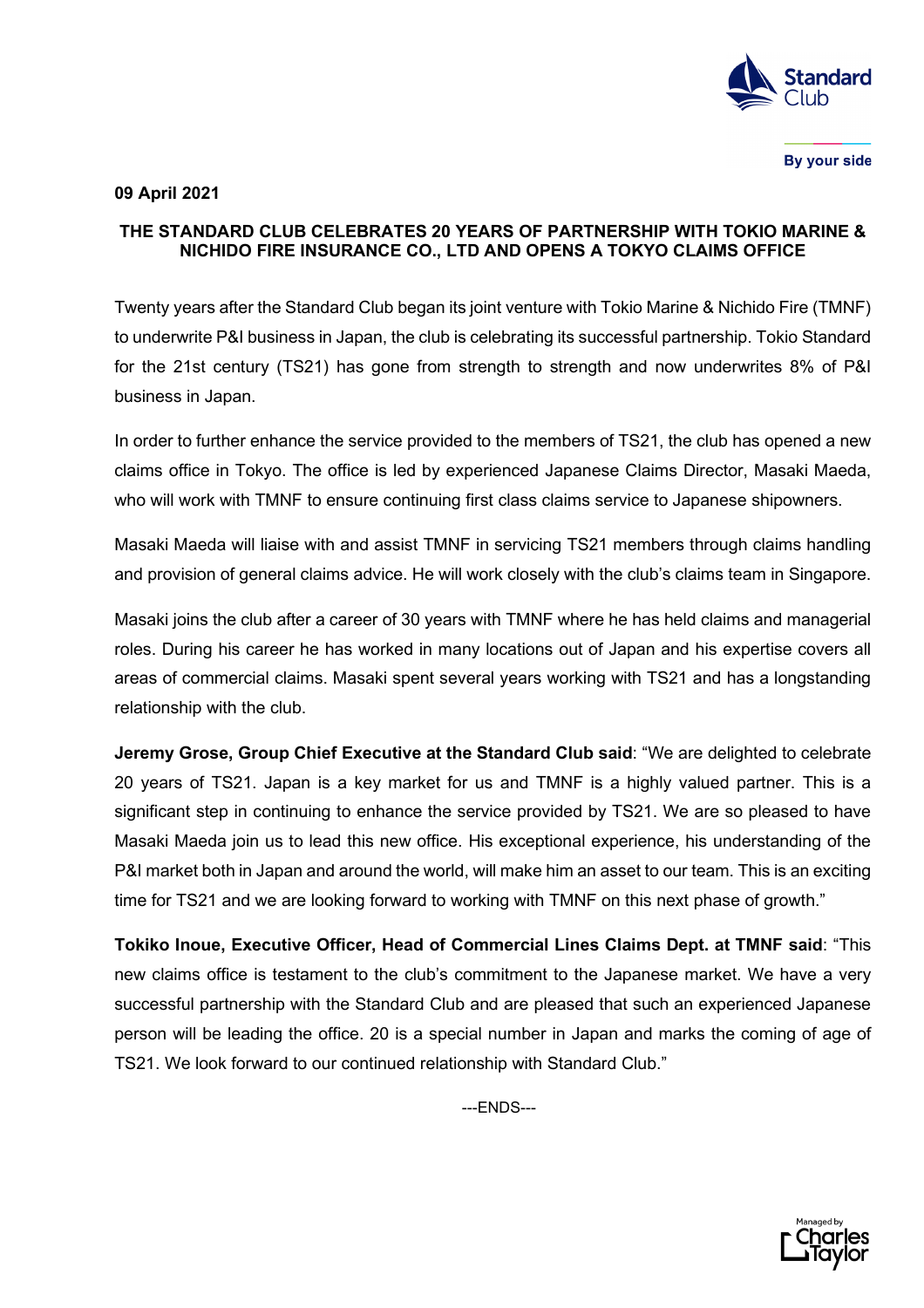**09 April 2021**

# THE STANDARD CLUB CELEBRATES 20 YEARS OF PARTNERSHIP WITH TOKIO MARINE & NICHIDO FIRE INSURANCE CO., LTD AND OPENS A TOKYO CLAIMS OFFICE

Twenty years after the Standard Club began its joint venture with Tokio Marine & Nichido Fire (TMNF) to underwrite P&I business in Japan, the club is celebrating its successful partnership. Tokio Standard for the 21st century (TS21) has gone from strength to strength and now underwrites 8% of P&I business in Japan.

In order to further enhance the service provided to the members of TS21, the club has opened a new claims office in Tokyo. The office is led by experienced Japanese Claims Director, Masaki Maeda, who will work with TMNF to ensure continuing first class claims service to Japanese shipowners.

Masaki Maeda will liaise with and assist TMNF in servicing TS21 members through claims handling and provision of general claims advice. He will work closely with the club's claims team in Singapore.

Masaki joins the club after a career of 30 years with TMNF where he has held claims and managerial roles. During his career he has worked in many locations out of Japan and his expertise covers all areas of commercial claims. Masaki spent several years working with TS21 and has a longstanding relationship with the club.

**Jeremy Grose, Group Chief Executive at the Standard Club said**: "We are delighted to celebrate 20 years of TS21. Japan is a key market for us and TMNF is a highly valued partner. This is a significant step in continuing to enhance the service provided by TS21. We are so pleased to have Masaki Maeda join us to lead this new office. His exceptional experience, his understanding of the P&I market both in Japan and around the world, will make him an asset to our team. This is an exciting time for TS21 and we are looking forward to working with TMNF on this next phase of growth."

**Tokiko Inoue, Executive Officer, Head of Commercial Lines Claims Dept. at TMNF said**: "This new claims office is testament to the club's commitment to the Japanese market. We have a very successful partnership with the Standard Club and are pleased that such an experienced Japanese person will be leading the office. 20 is a special number in Japan and marks the coming of age of TS21. We look forward to our continued relationship with Standard Club."

---ENDS---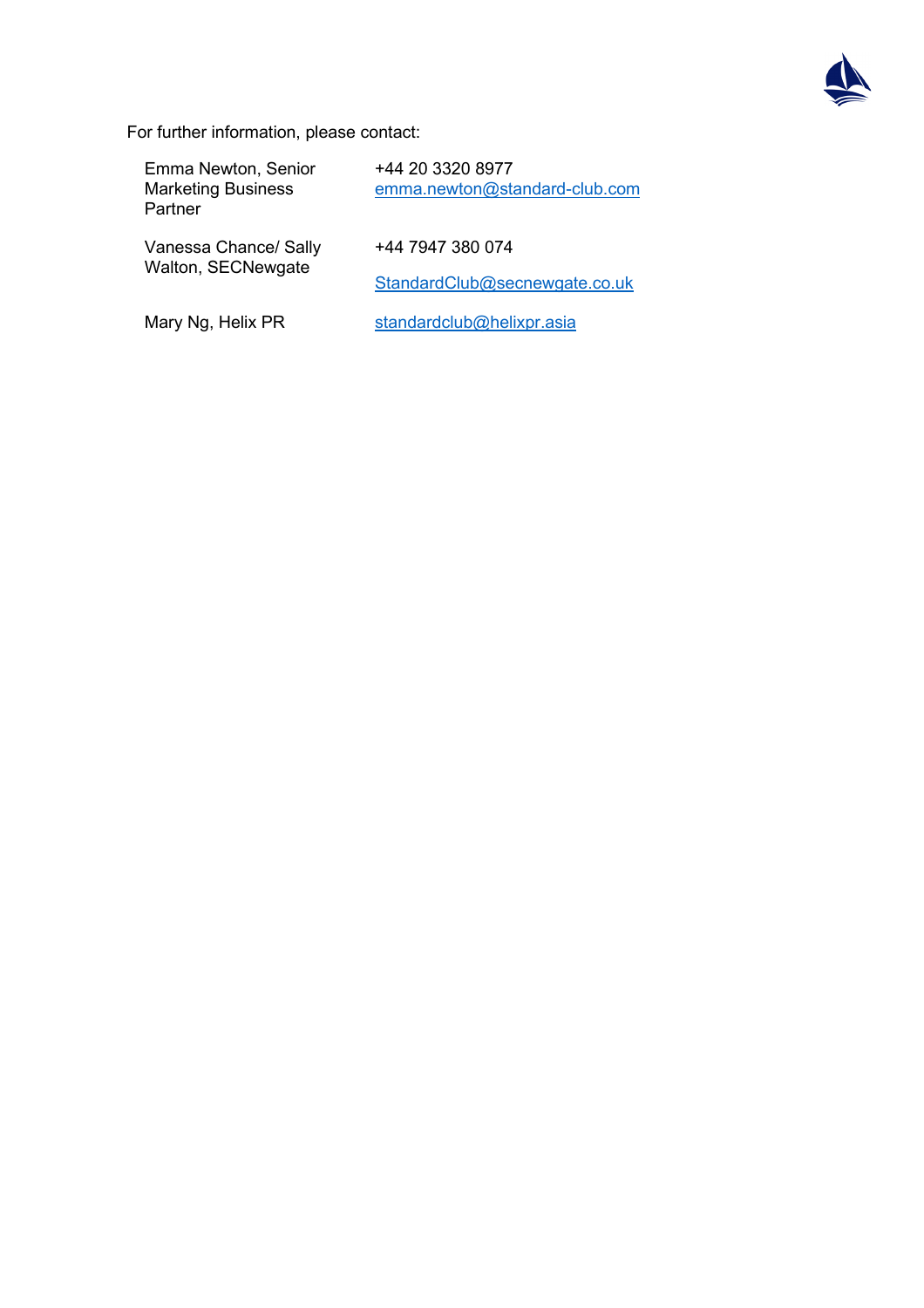For further information, please contact:

| | |
|---|---|
| Emma Newton, Senior Marketing Business Partner | +44 20 3320 8977<br>emma.newton@standard-club.com |
| Vanessa Chance/ Sally Walton, SECNewgate | +44 7947 380 074<br>StandardClub@secnewgate.co.uk |
| Mary Ng, Helix PR | standardclub@helixpr.asia |